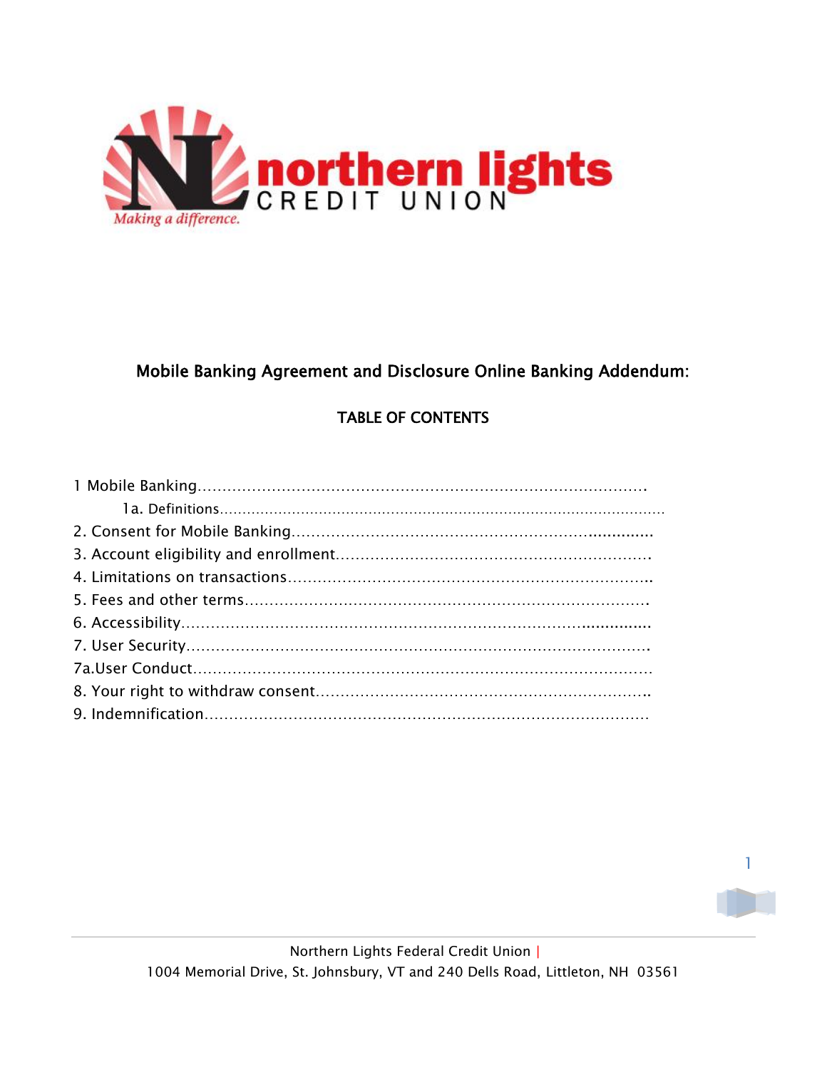northern lights CREDIT UNION

*Making a difference.*

# Mobile Banking Agreement and Disclosure Online Banking Addendum:

## TABLE OF CONTENTS

1 Mobile Banking………………………………………………………………………………….

1a. Definitions…………………………………………………………………………………………

2. Consent for Mobile Banking…………………………………………………………..

3. Account eligibility and enrollment……………………………………………………….

4. Limitations on transactions………………………………………………………………..

5. Fees and other terms……………………………………………………………………….

6. Accessibility………………………………………………………………………………..

7. User Security………………………………………………………………………………….

7a.User Conduct………………………………………………………………………………….

8. Your right to withdraw consent…………………………………………………………..

9. Indemnification………………………………………………………………………………

Northern Lights Federal Credit Union |
1004 Memorial Drive, St. Johnsbury, VT and 240 Dells Road, Littleton, NH 03561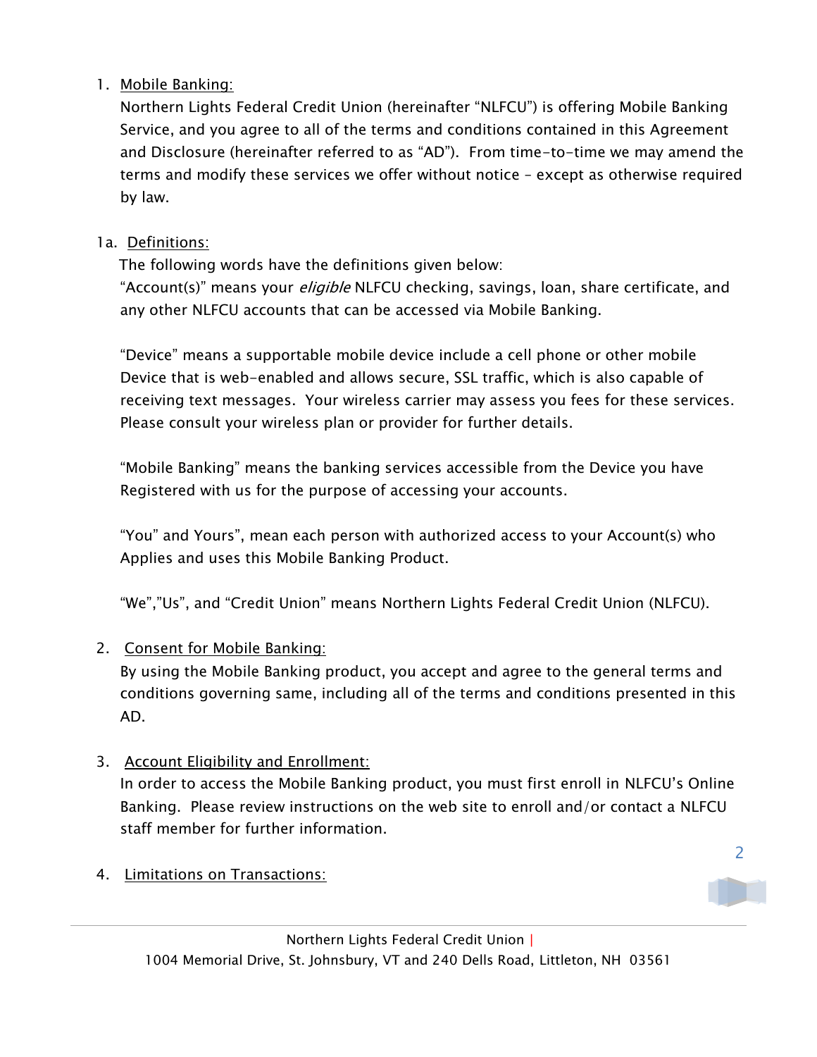1. <u>Mobile Banking:</u>

   Northern Lights Federal Credit Union (hereinafter "NLFCU") is offering Mobile Banking Service, and you agree to all of the terms and conditions contained in this Agreement and Disclosure (hereinafter referred to as "AD"). From time-to-time we may amend the terms and modify these services we offer without notice – except as otherwise required by law.

1a. <u>Definitions:</u>

   The following words have the definitions given below:

   "Account(s)" means your *eligible* NLFCU checking, savings, loan, share certificate, and any other NLFCU accounts that can be accessed via Mobile Banking.

   "Device" means a supportable mobile device include a cell phone or other mobile Device that is web-enabled and allows secure, SSL traffic, which is also capable of receiving text messages. Your wireless carrier may assess you fees for these services. Please consult your wireless plan or provider for further details.

   "Mobile Banking" means the banking services accessible from the Device you have Registered with us for the purpose of accessing your accounts.

   "You" and Yours", mean each person with authorized access to your Account(s) who Applies and uses this Mobile Banking Product.

   "We","Us", and "Credit Union" means Northern Lights Federal Credit Union (NLFCU).

2. <u>Consent for Mobile Banking:</u>

   By using the Mobile Banking product, you accept and agree to the general terms and conditions governing same, including all of the terms and conditions presented in this AD.

3. <u>Account Eligibility and Enrollment:</u>

   In order to access the Mobile Banking product, you must first enroll in NLFCU's Online Banking. Please review instructions on the web site to enroll and/or contact a NLFCU staff member for further information.

4. <u>Limitations on Transactions:</u>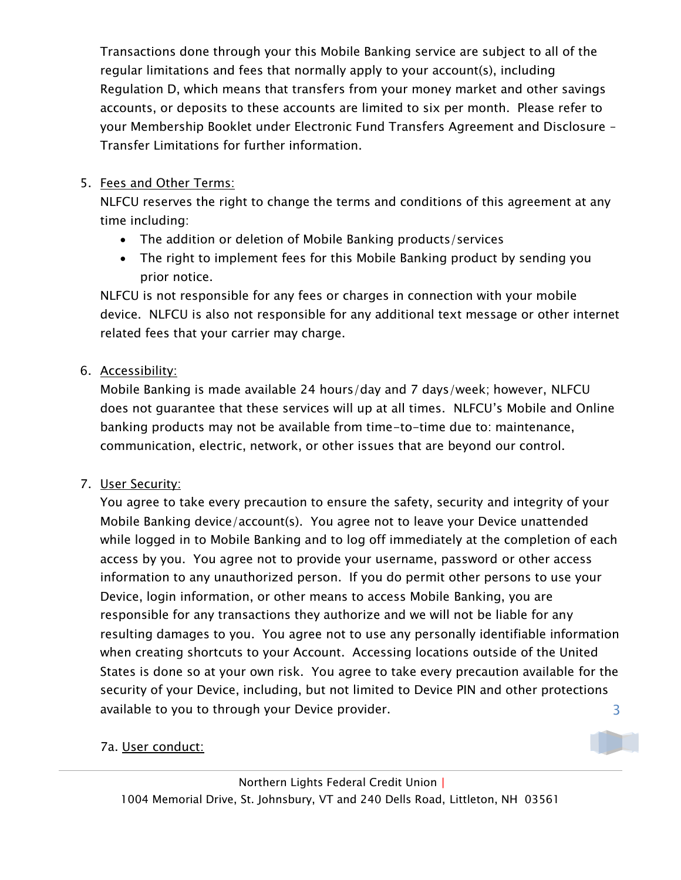Transactions done through your this Mobile Banking service are subject to all of the regular limitations and fees that normally apply to your account(s), including Regulation D, which means that transfers from your money market and other savings accounts, or deposits to these accounts are limited to six per month. Please refer to your Membership Booklet under Electronic Fund Transfers Agreement and Disclosure – Transfer Limitations for further information.

5. Fees and Other Terms:

   NLFCU reserves the right to change the terms and conditions of this agreement at any time including:

   - The addition or deletion of Mobile Banking products/services
   - The right to implement fees for this Mobile Banking product by sending you prior notice.

   NLFCU is not responsible for any fees or charges in connection with your mobile device. NLFCU is also not responsible for any additional text message or other internet related fees that your carrier may charge.

6. Accessibility:

   Mobile Banking is made available 24 hours/day and 7 days/week; however, NLFCU does not guarantee that these services will up at all times. NLFCU's Mobile and Online banking products may not be available from time-to-time due to: maintenance, communication, electric, network, or other issues that are beyond our control.

7. User Security:

   You agree to take every precaution to ensure the safety, security and integrity of your Mobile Banking device/account(s). You agree not to leave your Device unattended while logged in to Mobile Banking and to log off immediately at the completion of each access by you. You agree not to provide your username, password or other access information to any unauthorized person. If you do permit other persons to use your Device, login information, or other means to access Mobile Banking, you are responsible for any transactions they authorize and we will not be liable for any resulting damages to you. You agree not to use any personally identifiable information when creating shortcuts to your Account. Accessing locations outside of the United States is done so at your own risk. You agree to take every precaution available for the security of your Device, including, but not limited to Device PIN and other protections available to you to through your Device provider.

   7a. User conduct: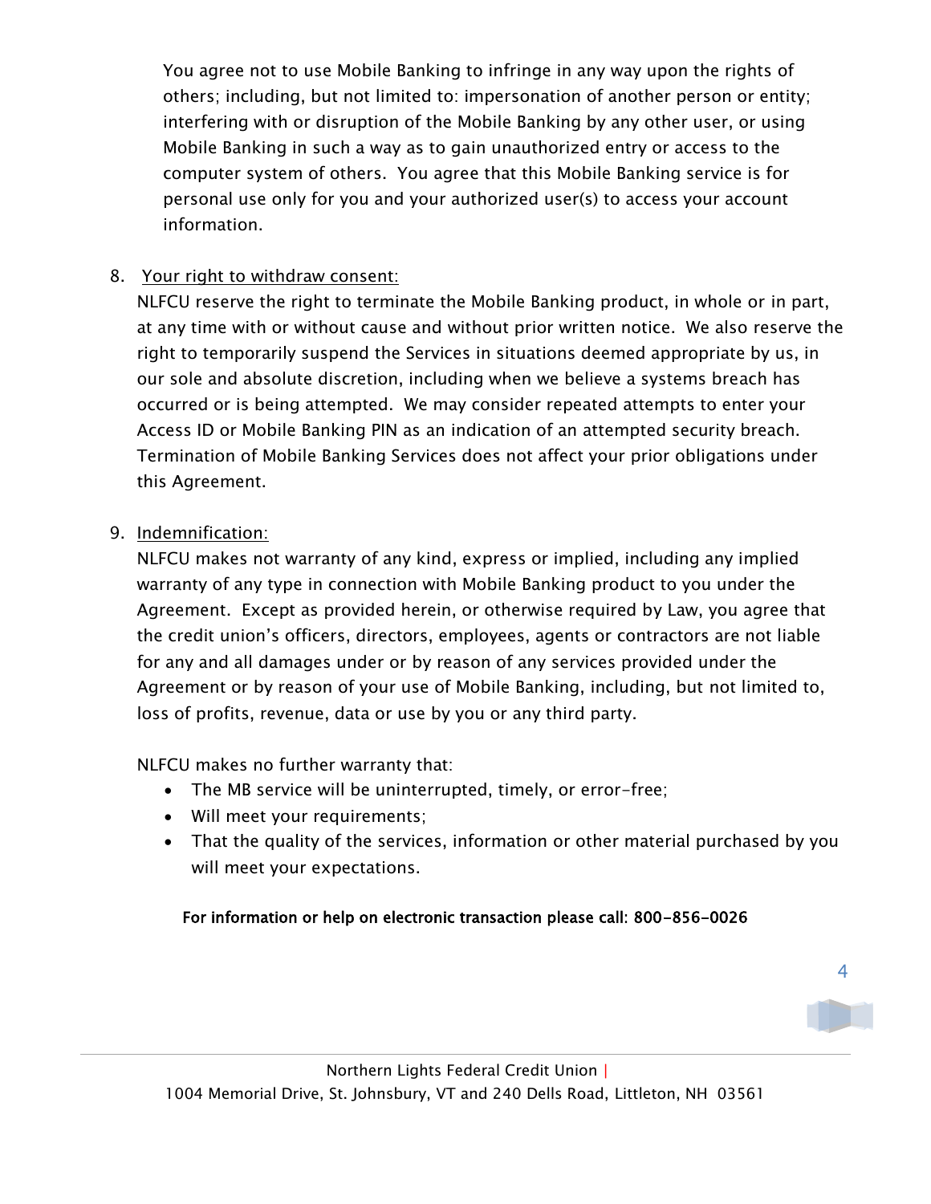You agree not to use Mobile Banking to infringe in any way upon the rights of others; including, but not limited to: impersonation of another person or entity; interfering with or disruption of the Mobile Banking by any other user, or using Mobile Banking in such a way as to gain unauthorized entry or access to the computer system of others. You agree that this Mobile Banking service is for personal use only for you and your authorized user(s) to access your account information.

8. Your right to withdraw consent:
   NLFCU reserve the right to terminate the Mobile Banking product, in whole or in part, at any time with or without cause and without prior written notice. We also reserve the right to temporarily suspend the Services in situations deemed appropriate by us, in our sole and absolute discretion, including when we believe a systems breach has occurred or is being attempted. We may consider repeated attempts to enter your Access ID or Mobile Banking PIN as an indication of an attempted security breach. Termination of Mobile Banking Services does not affect your prior obligations under this Agreement.

9. Indemnification:
   NLFCU makes not warranty of any kind, express or implied, including any implied warranty of any type in connection with Mobile Banking product to you under the Agreement. Except as provided herein, or otherwise required by Law, you agree that the credit union's officers, directors, employees, agents or contractors are not liable for any and all damages under or by reason of any services provided under the Agreement or by reason of your use of Mobile Banking, including, but not limited to, loss of profits, revenue, data or use by you or any third party.

   NLFCU makes no further warranty that:
   - The MB service will be uninterrupted, timely, or error-free;
   - Will meet your requirements;
   - That the quality of the services, information or other material purchased by you will meet your expectations.

**For information or help on electronic transaction please call: 800-856-0026**

Northern Lights Federal Credit Union |
1004 Memorial Drive, St. Johnsbury, VT and 240 Dells Road, Littleton, NH 03561